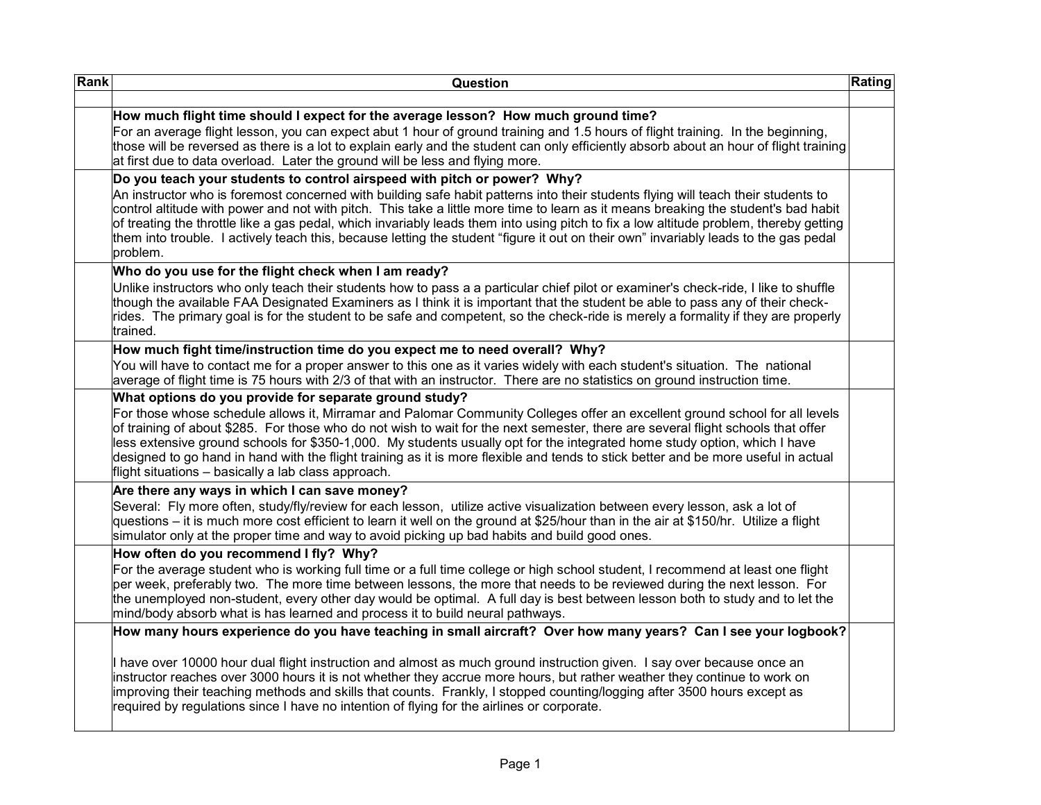| Rank | Question | Rating |
|---|---|---|
| | | |
| | **How much flight time should I expect for the average lesson? How much ground time?**<br>For an average flight lesson, you can expect abut 1 hour of ground training and 1.5 hours of flight training. In the beginning, those will be reversed as there is a lot to explain early and the student can only efficiently absorb about an hour of flight training at first due to data overload. Later the ground will be less and flying more. | |
| | **Do you teach your students to control airspeed with pitch or power? Why?**<br>An instructor who is foremost concerned with building safe habit patterns into their students flying will teach their students to control altitude with power and not with pitch. This take a little more time to learn as it means breaking the student's bad habit of treating the throttle like a gas pedal, which invariably leads them into using pitch to fix a low altitude problem, thereby getting them into trouble. I actively teach this, because letting the student "figure it out on their own" invariably leads to the gas pedal problem. | |
| | **Who do you use for the flight check when I am ready?**<br>Unlike instructors who only teach their students how to pass a a particular chief pilot or examiner's check-ride, I like to shuffle though the available FAA Designated Examiners as I think it is important that the student be able to pass any of their check-rides. The primary goal is for the student to be safe and competent, so the check-ride is merely a formality if they are properly trained. | |
| | **How much fight time/instruction time do you expect me to need overall? Why?**<br>You will have to contact me for a proper answer to this one as it varies widely with each student's situation. The national average of flight time is 75 hours with 2/3 of that with an instructor. There are no statistics on ground instruction time. | |
| | **What options do you provide for separate ground study?**<br>For those whose schedule allows it, Mirramar and Palomar Community Colleges offer an excellent ground school for all levels of training of about $285. For those who do not wish to wait for the next semester, there are several flight schools that offer less extensive ground schools for $350-1,000. My students usually opt for the integrated home study option, which I have designed to go hand in hand with the flight training as it is more flexible and tends to stick better and be more useful in actual flight situations – basically a lab class approach. | |
| | **Are there any ways in which I can save money?**<br>Several: Fly more often, study/fly/review for each lesson, utilize active visualization between every lesson, ask a lot of questions – it is much more cost efficient to learn it well on the ground at $25/hour than in the air at $150/hr. Utilize a flight simulator only at the proper time and way to avoid picking up bad habits and build good ones. | |
| | **How often do you recommend I fly? Why?**<br>For the average student who is working full time or a full time college or high school student, I recommend at least one flight per week, preferably two. The more time between lessons, the more that needs to be reviewed during the next lesson. For the unemployed non-student, every other day would be optimal. A full day is best between lesson both to study and to let the mind/body absorb what is has learned and process it to build neural pathways. | |
| | **How many hours experience do you have teaching in small aircraft? Over how many years? Can I see your logbook?**<br><br>I have over 10000 hour dual flight instruction and almost as much ground instruction given. I say over because once an instructor reaches over 3000 hours it is not whether they accrue more hours, but rather weather they continue to work on improving their teaching methods and skills that counts. Frankly, I stopped counting/logging after 3500 hours except as required by regulations since I have no intention of flying for the airlines or corporate. | |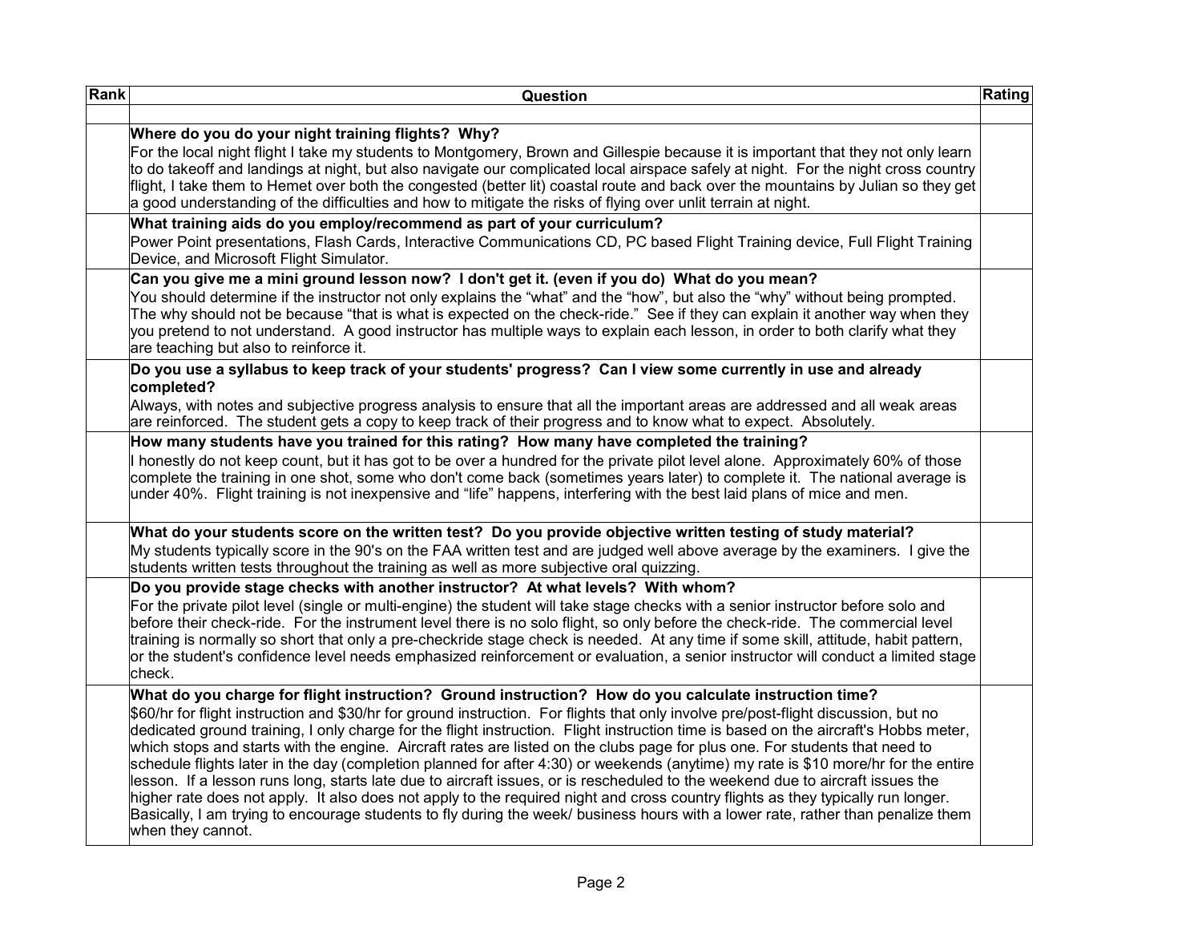| Rank | Question | Rating |
|---|---|---|
| | | |
| | **Where do you do your night training flights? Why?**<br>For the local night flight I take my students to Montgomery, Brown and Gillespie because it is important that they not only learn to do takeoff and landings at night, but also navigate our complicated local airspace safely at night. For the night cross country flight, I take them to Hemet over both the congested (better lit) coastal route and back over the mountains by Julian so they get a good understanding of the difficulties and how to mitigate the risks of flying over unlit terrain at night. | |
| | **What training aids do you employ/recommend as part of your curriculum?**<br>Power Point presentations, Flash Cards, Interactive Communications CD, PC based Flight Training device, Full Flight Training Device, and Microsoft Flight Simulator. | |
| | **Can you give me a mini ground lesson now? I don't get it. (even if you do) What do you mean?**<br>You should determine if the instructor not only explains the "what" and the "how", but also the "why" without being prompted. The why should not be because "that is what is expected on the check-ride." See if they can explain it another way when they you pretend to not understand. A good instructor has multiple ways to explain each lesson, in order to both clarify what they are teaching but also to reinforce it. | |
| | **Do you use a syllabus to keep track of your students' progress? Can I view some currently in use and already completed?**<br>Always, with notes and subjective progress analysis to ensure that all the important areas are addressed and all weak areas are reinforced. The student gets a copy to keep track of their progress and to know what to expect. Absolutely. | |
| | **How many students have you trained for this rating? How many have completed the training?**<br>I honestly do not keep count, but it has got to be over a hundred for the private pilot level alone. Approximately 60% of those complete the training in one shot, some who don't come back (sometimes years later) to complete it. The national average is under 40%. Flight training is not inexpensive and "life" happens, interfering with the best laid plans of mice and men. | |
| | **What do your students score on the written test? Do you provide objective written testing of study material?**<br>My students typically score in the 90's on the FAA written test and are judged well above average by the examiners. I give the students written tests throughout the training as well as more subjective oral quizzing. | |
| | **Do you provide stage checks with another instructor? At what levels? With whom?**<br>For the private pilot level (single or multi-engine) the student will take stage checks with a senior instructor before solo and before their check-ride. For the instrument level there is no solo flight, so only before the check-ride. The commercial level training is normally so short that only a pre-checkride stage check is needed. At any time if some skill, attitude, habit pattern, or the student's confidence level needs emphasized reinforcement or evaluation, a senior instructor will conduct a limited stage check. | |
| | **What do you charge for flight instruction? Ground instruction? How do you calculate instruction time?**<br>$60/hr for flight instruction and $30/hr for ground instruction. For flights that only involve pre/post-flight discussion, but no dedicated ground training, I only charge for the flight instruction. Flight instruction time is based on the aircraft's Hobbs meter, which stops and starts with the engine. Aircraft rates are listed on the clubs page for plus one. For students that need to schedule flights later in the day (completion planned for after 4:30) or weekends (anytime) my rate is $10 more/hr for the entire lesson. If a lesson runs long, starts late due to aircraft issues, or is rescheduled to the weekend due to aircraft issues the higher rate does not apply. It also does not apply to the required night and cross country flights as they typically run longer. Basically, I am trying to encourage students to fly during the week/ business hours with a lower rate, rather than penalize them when they cannot. | |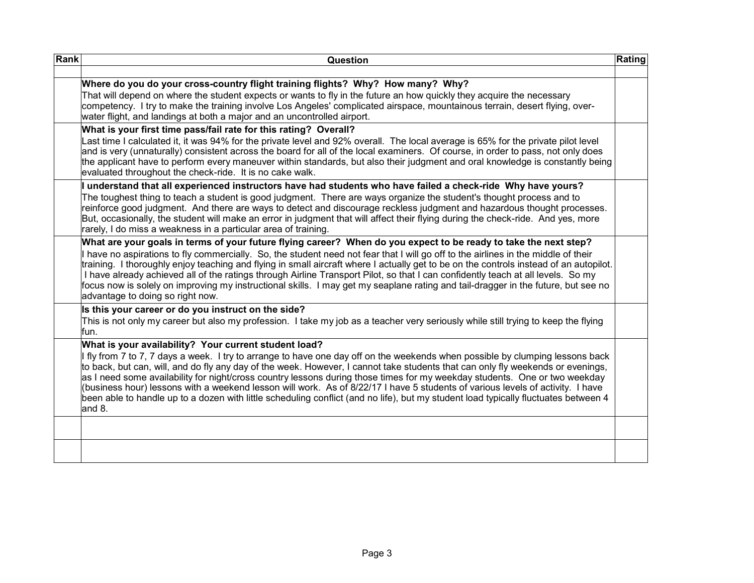| Rank | Question | Rating |
|---|---|---|
| | | |
| | **Where do you do your cross-country flight training flights? Why? How many? Why?** That will depend on where the student expects or wants to fly in the future an how quickly they acquire the necessary competency. I try to make the training involve Los Angeles' complicated airspace, mountainous terrain, desert flying, over-water flight, and landings at both a major and an uncontrolled airport. | |
| | **What is your first time pass/fail rate for this rating? Overall?** Last time I calculated it, it was 94% for the private level and 92% overall. The local average is 65% for the private pilot level and is very (unnaturally) consistent across the board for all of the local examiners. Of course, in order to pass, not only does the applicant have to perform every maneuver within standards, but also their judgment and oral knowledge is constantly being evaluated throughout the check-ride. It is no cake walk. | |
| | **I understand that all experienced instructors have had students who have failed a check-ride Why have yours?** The toughest thing to teach a student is good judgment. There are ways organize the student's thought process and to reinforce good judgment. And there are ways to detect and discourage reckless judgment and hazardous thought processes. But, occasionally, the student will make an error in judgment that will affect their flying during the check-ride. And yes, more rarely, I do miss a weakness in a particular area of training. | |
| | **What are your goals in terms of your future flying career? When do you expect to be ready to take the next step?** I have no aspirations to fly commercially. So, the student need not fear that I will go off to the airlines in the middle of their training. I thoroughly enjoy teaching and flying in small aircraft where I actually get to be on the controls instead of an autopilot. I have already achieved all of the ratings through Airline Transport Pilot, so that I can confidently teach at all levels. So my focus now is solely on improving my instructional skills. I may get my seaplane rating and tail-dragger in the future, but see no advantage to doing so right now. | |
| | **Is this your career or do you instruct on the side?** This is not only my career but also my profession. I take my job as a teacher very seriously while still trying to keep the flying fun. | |
| | **What is your availability? Your current student load?** I fly from 7 to 7, 7 days a week. I try to arrange to have one day off on the weekends when possible by clumping lessons back to back, but can, will, and do fly any day of the week. However, I cannot take students that can only fly weekends or evenings, as I need some availability for night/cross country lessons during those times for my weekday students. One or two weekday (business hour) lessons with a weekend lesson will work. As of 8/22/17 I have 5 students of various levels of activity. I have been able to handle up to a dozen with little scheduling conflict (and no life), but my student load typically fluctuates between 4 and 8. | |
| | | |
| | | |